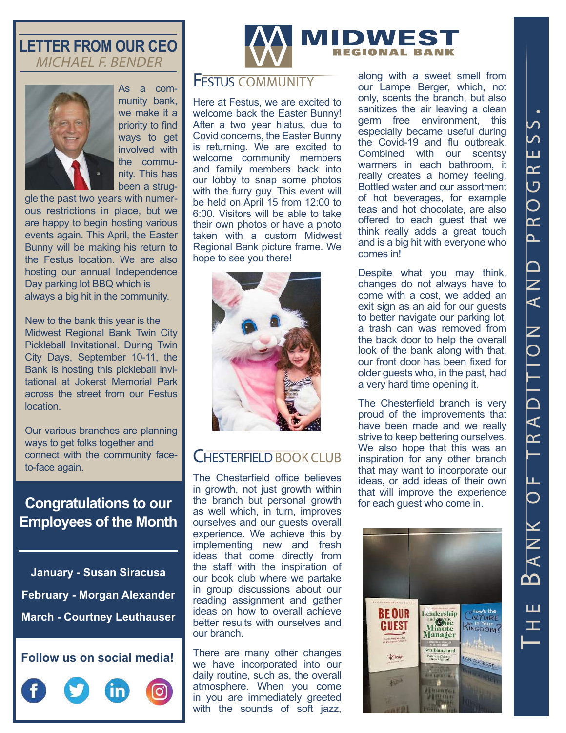# MIDWEST REGIONAL BANK

## LETTER FROM OUR CEO

*MICHAEL F. BENDER*

As a community bank, we make it a priority to find ways to get involved with the community. This has been a struggle the past two years with numerous restrictions in place, but we are happy to begin hosting various events again. This April, the Easter Bunny will be making his return to the Festus location. We are also hosting our annual Independence Day parking lot BBQ which is always a big hit in the community.

New to the bank this year is the Midwest Regional Bank Twin City Pickleball Invitational. During Twin City Days, September 10-11, the Bank is hosting this pickleball invitational at Jokerst Memorial Park across the street from our Festus location.

Our various branches are planning ways to get folks together and connect with the community face-to-face again.

## Congratulations to our Employees of the Month

**January - Susan Siracusa**

**February - Morgan Alexander**

**March - Courtney Leuthauser**

**Follow us on social media!**

## FESTUS COMMUNITY

Here at Festus, we are excited to welcome back the Easter Bunny! After a two year hiatus, due to Covid concerns, the Easter Bunny is returning. We are excited to welcome community members and family members back into our lobby to snap some photos with the furry guy. This event will be held on April 15 from 12:00 to 6:00. Visitors will be able to take their own photos or have a photo taken with a custom Midwest Regional Bank picture frame. We hope to see you there!

## CHESTERFIELD BOOK CLUB

The Chesterfield office believes in growth, not just growth within the branch but personal growth as well which, in turn, improves ourselves and our guests overall experience. We achieve this by implementing new and fresh ideas that come directly from the staff with the inspiration of our book club where we partake in group discussions about our reading assignment and gather ideas on how to overall achieve better results with ourselves and our branch.

There are many other changes we have incorporated into our daily routine, such as, the overall atmosphere. When you come in you are immediately greeted with the sounds of soft jazz, along with a sweet smell from our Lampe Berger, which, not only, scents the branch, but also sanitizes the air leaving a clean germ free environment, this especially became useful during the Covid-19 and flu outbreak. Combined with our scentsy warmers in each bathroom, it really creates a homey feeling. Bottled water and our assortment of hot beverages, for example teas and hot chocolate, are also offered to each guest that we think really adds a great touch and is a big hit with everyone who comes in!

Despite what you may think, changes do not always have to come with a cost, we added an exit sign as an aid for our guests to better navigate our parking lot, a trash can was removed from the back door to help the overall look of the bank along with that, our front door has been fixed for older guests who, in the past, had a very hard time opening it.

The Chesterfield branch is very proud of the improvements that have been made and we really strive to keep bettering ourselves. We also hope that this was an inspiration for any other branch that may want to incorporate our ideas, or add ideas of their own that will improve the experience for each guest who come in.

THE BANK OF TRADITION AND PROGRESS.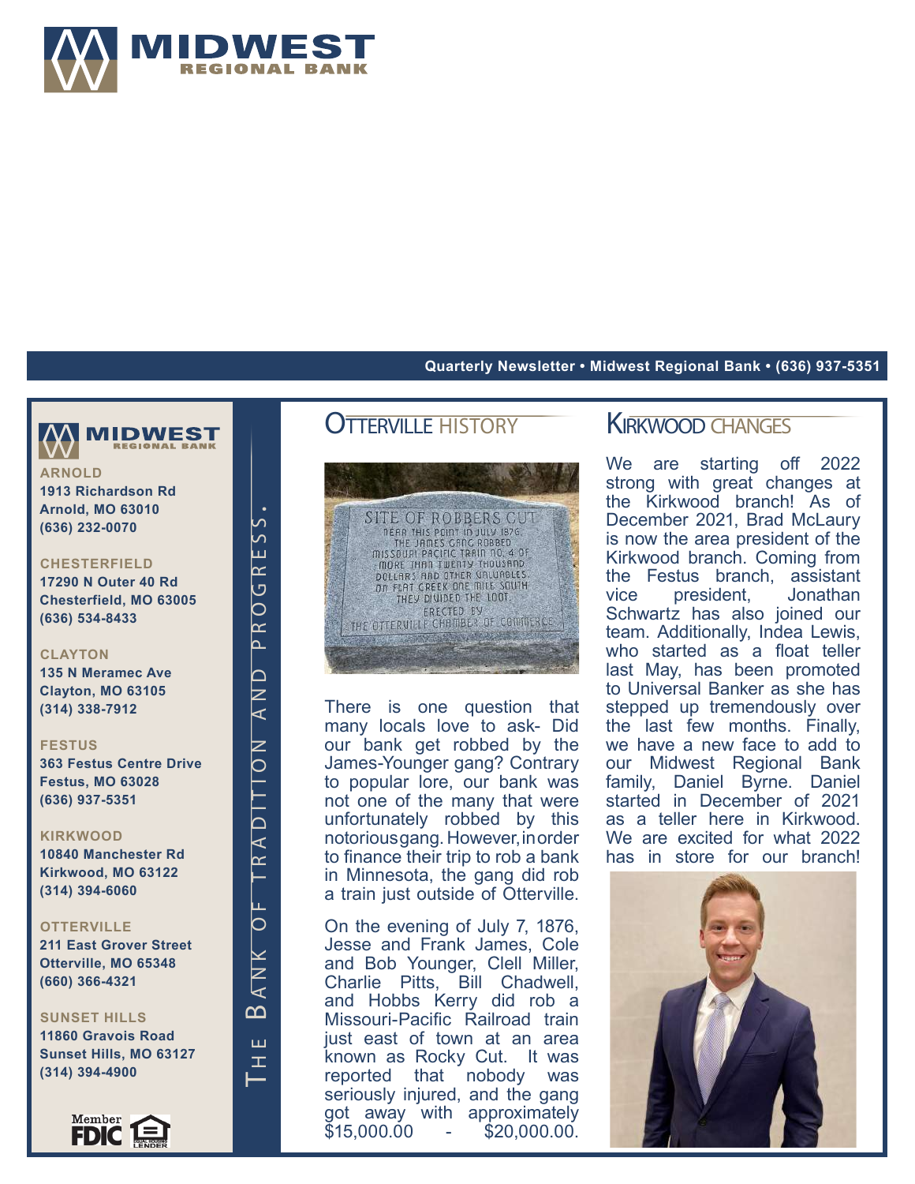MIDWEST REGIONAL BANK

Quarterly Newsletter • Midwest Regional Bank • (636) 937-5351

MIDWEST REGIONAL BANK

**ARNOLD**
**1913 Richardson Rd**
**Arnold, MO 63010**
**(636) 232-0070**

**CHESTERFIELD**
**17290 N Outer 40 Rd**
**Chesterfield, MO 63005**
**(636) 534-8433**

**CLAYTON**
**135 N Meramec Ave**
**Clayton, MO 63105**
**(314) 338-7912**

**FESTUS**
**363 Festus Centre Drive**
**Festus, MO 63028**
**(636) 937-5351**

**KIRKWOOD**
**10840 Manchester Rd**
**Kirkwood, MO 63122**
**(314) 394-6060**

**OTTERVILLE**
**211 East Grover Street**
**Otterville, MO 65348**
**(660) 366-4321**

**SUNSET HILLS**
**11860 Gravois Road**
**Sunset Hills, MO 63127**
**(314) 394-4900**

Member FDIC

THE BANK OF TRADITION AND PROGRESS.

## OTTERVILLE HISTORY

SITE OF ROBBERS CUT
NEAR THIS POINT IN JULY 1876
THE JAMES GANG ROBBED
MISSOURI PACIFIC TRAIN NO. 4 OF
MORE THAN TWENTY THOUSAND
DOLLARS AND OTHER VALUABLES.
ON FLAT CREEK ONE MILE SOUTH
THEY DIVIDED THE LOOT.
ERECTED BY
THE OTTERVILLE CHAMBER OF COMMERCE

There is one question that many locals love to ask- Did our bank get robbed by the James-Younger gang? Contrary to popular lore, our bank was not one of the many that were unfortunately robbed by this notorious gang. However, in order to finance their trip to rob a bank in Minnesota, the gang did rob a train just outside of Otterville.

On the evening of July 7, 1876, Jesse and Frank James, Cole and Bob Younger, Clell Miller, Charlie Pitts, Bill Chadwell, and Hobbs Kerry did rob a Missouri-Pacific Railroad train just east of town at an area known as Rocky Cut. It was reported that nobody was seriously injured, and the gang got away with approximately $15,000.00 - $20,000.00.

## KIRKWOOD CHANGES

We are starting off 2022 strong with great changes at the Kirkwood branch! As of December 2021, Brad McLaury is now the area president of the Kirkwood branch. Coming from the Festus branch, assistant vice president, Jonathan Schwartz has also joined our team. Additionally, Indea Lewis, who started as a float teller last May, has been promoted to Universal Banker as she has stepped up tremendously over the last few months. Finally, we have a new face to add to our Midwest Regional Bank family, Daniel Byrne. Daniel started in December of 2021 as a teller here in Kirkwood. We are excited for what 2022 has in store for our branch!